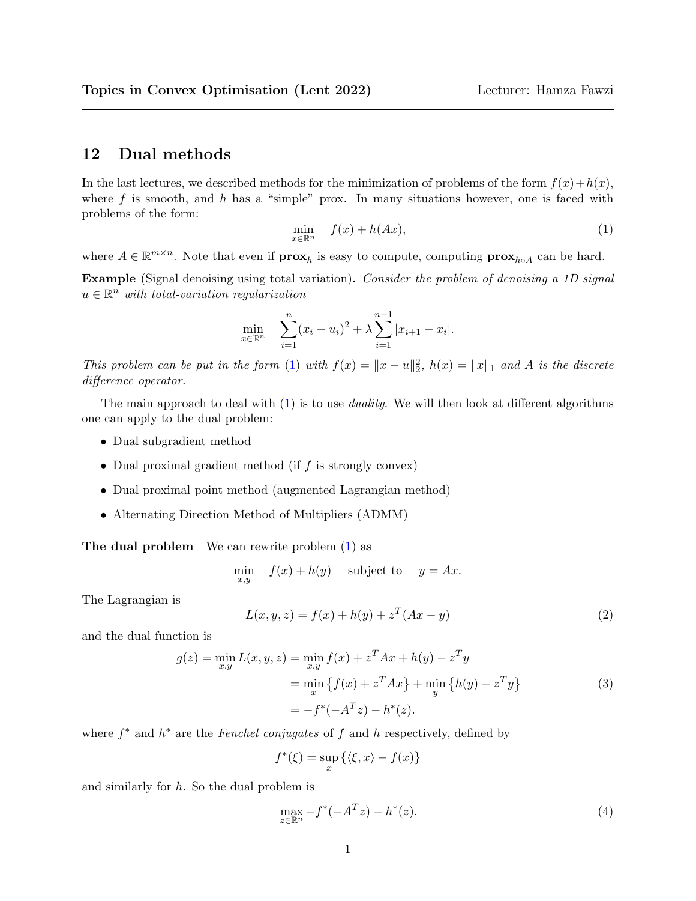## 12 Dual methods

In the last lectures, we described methods for the minimization of problems of the form $f(x)+h(x)$, where $f$ is smooth, and $h$ has a "simple" prox. In many situations however, one is faced with problems of the form:

$$\min_{x\in\mathbb{R}^n} \quad f(x) + h(Ax), \tag{1}$$

where $A \in \mathbb{R}^{m\times n}$. Note that even if $\mathbf{prox}_h$ is easy to compute, computing $\mathbf{prox}_{h\circ A}$ can be hard.

**Example** (Signal denoising using total variation)**.** *Consider the problem of denoising a 1D signal $u \in \mathbb{R}^n$ with total-variation regularization*

$$\min_{x\in\mathbb{R}^n} \quad \sum_{i=1}^{n}(x_i - u_i)^2 + \lambda \sum_{i=1}^{n-1} |x_{i+1} - x_i|.$$

*This problem can be put in the form (1) with $f(x) = \|x-u\|_2^2$, $h(x) = \|x\|_1$ and $A$ is the discrete difference operator.*

The main approach to deal with (1) is to use *duality*. We will then look at different algorithms one can apply to the dual problem:

- Dual subgradient method
- Dual proximal gradient method (if $f$ is strongly convex)
- Dual proximal point method (augmented Lagrangian method)
- Alternating Direction Method of Multipliers (ADMM)

**The dual problem** We can rewrite problem (1) as

$$\min_{x,y} \quad f(x) + h(y) \quad \text{subject to} \quad y = Ax.$$

The Lagrangian is

$$L(x,y,z) = f(x) + h(y) + z^T(Ax - y) \tag{2}$$

and the dual function is

$$\begin{aligned} g(z) = \min_{x,y} L(x,y,z) &= \min_{x,y} f(x) + z^T Ax + h(y) - z^T y \\ &= \min_x \left\{ f(x) + z^T Ax \right\} + \min_y \left\{ h(y) - z^T y \right\} \\ &= -f^*(-A^T z) - h^*(z). \end{aligned} \tag{3}$$

where $f^*$ and $h^*$ are the *Fenchel conjugates* of $f$ and $h$ respectively, defined by

$$f^*(\xi) = \sup_x \left\{ \langle \xi, x\rangle - f(x) \right\}$$

and similarly for $h$. So the dual problem is

$$\max_{z\in\mathbb{R}^n} -f^*(-A^T z) - h^*(z). \tag{4}$$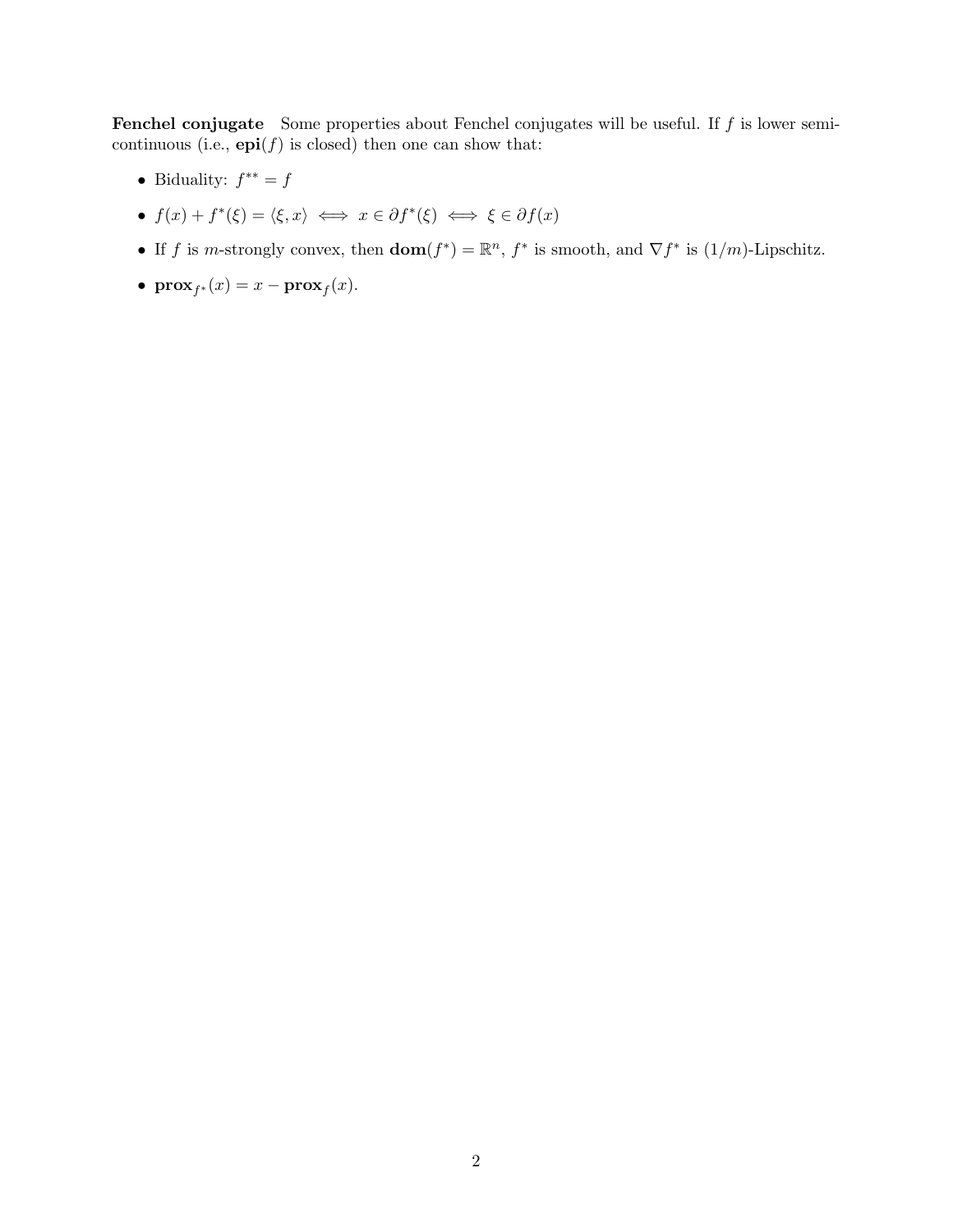**Fenchel conjugate** Some properties about Fenchel conjugates will be useful. If $f$ is lower semi-continuous (i.e., $\mathbf{epi}(f)$ is closed) then one can show that:

- Biduality: $f^{**} = f$
- $f(x) + f^*(\xi) = \langle \xi, x \rangle \iff x \in \partial f^*(\xi) \iff \xi \in \partial f(x)$
- If $f$ is $m$-strongly convex, then $\mathbf{dom}(f^*) = \mathbb{R}^n$, $f^*$ is smooth, and $\nabla f^*$ is $(1/m)$-Lipschitz.
- $\mathbf{prox}_{f^*}(x) = x - \mathbf{prox}_f(x)$.